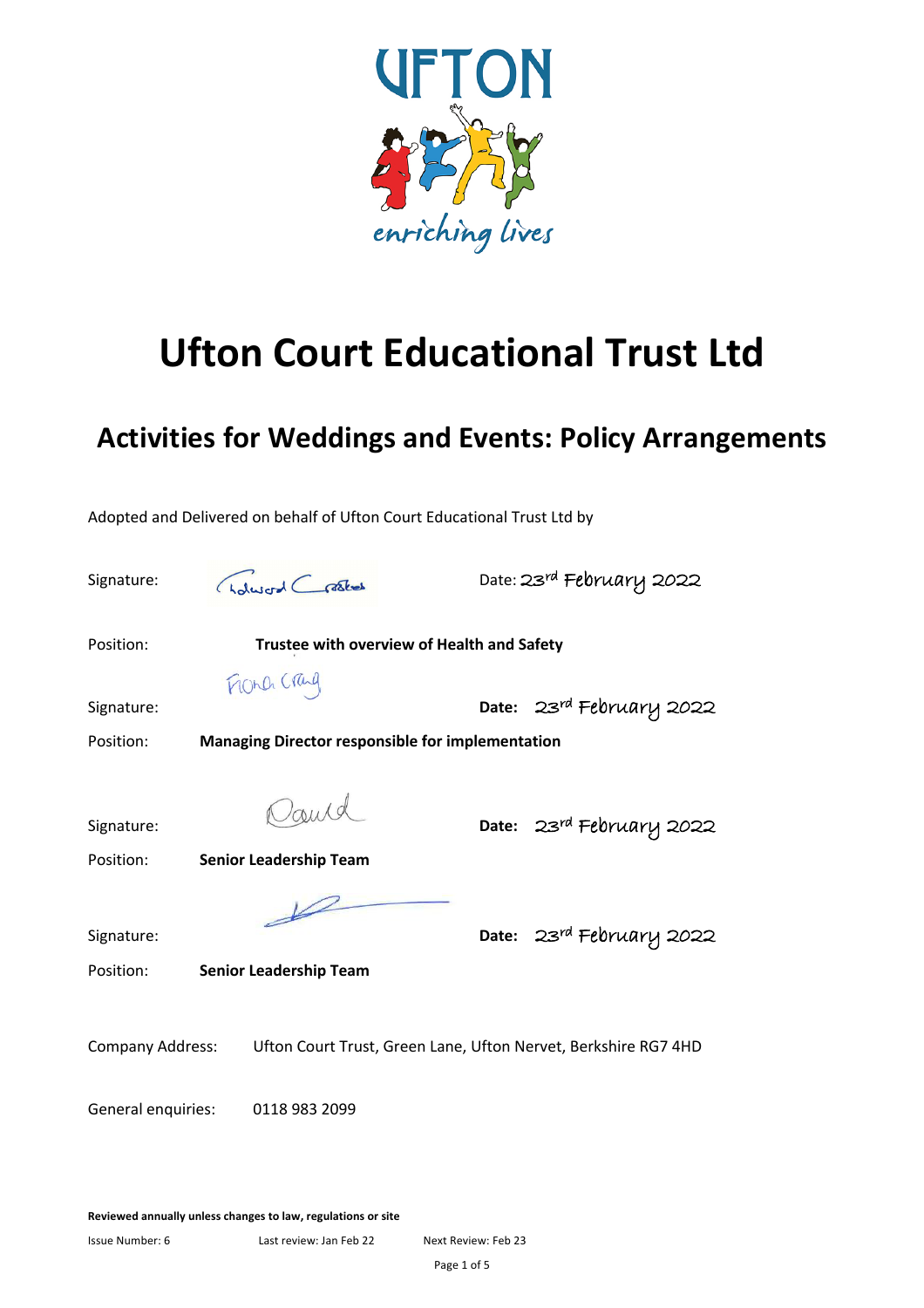# Ufton Court Educational Trust Ltd

## Activities for Weddings and Events: Policy Arrangements

Adopted and Delivered on behalf of Ufton Court Educational Trust Ltd by

Signature: Edward Crookes &nbsp;&nbsp;&nbsp;&nbsp; Date: 23rd February 2022

Position: **Trustee with overview of Health and Safety**

Signature: Fiona Craig &nbsp;&nbsp;&nbsp;&nbsp; **Date:** 23rd February 2022

Position: **Managing Director responsible for implementation**

Signature: David &nbsp;&nbsp;&nbsp;&nbsp; **Date:** 23rd February 2022

Position: **Senior Leadership Team**

Signature: &nbsp;&nbsp;&nbsp;&nbsp; **Date:** 23rd February 2022

Position: **Senior Leadership Team**

Company Address: Ufton Court Trust, Green Lane, Ufton Nervet, Berkshire RG7 4HD

General enquiries: 0118 983 2099

**Reviewed annually unless changes to law, regulations or site**

Issue Number: 6 &nbsp;&nbsp;&nbsp;&nbsp; Last review: Jan Feb 22 &nbsp;&nbsp;&nbsp;&nbsp; Next Review: Feb 23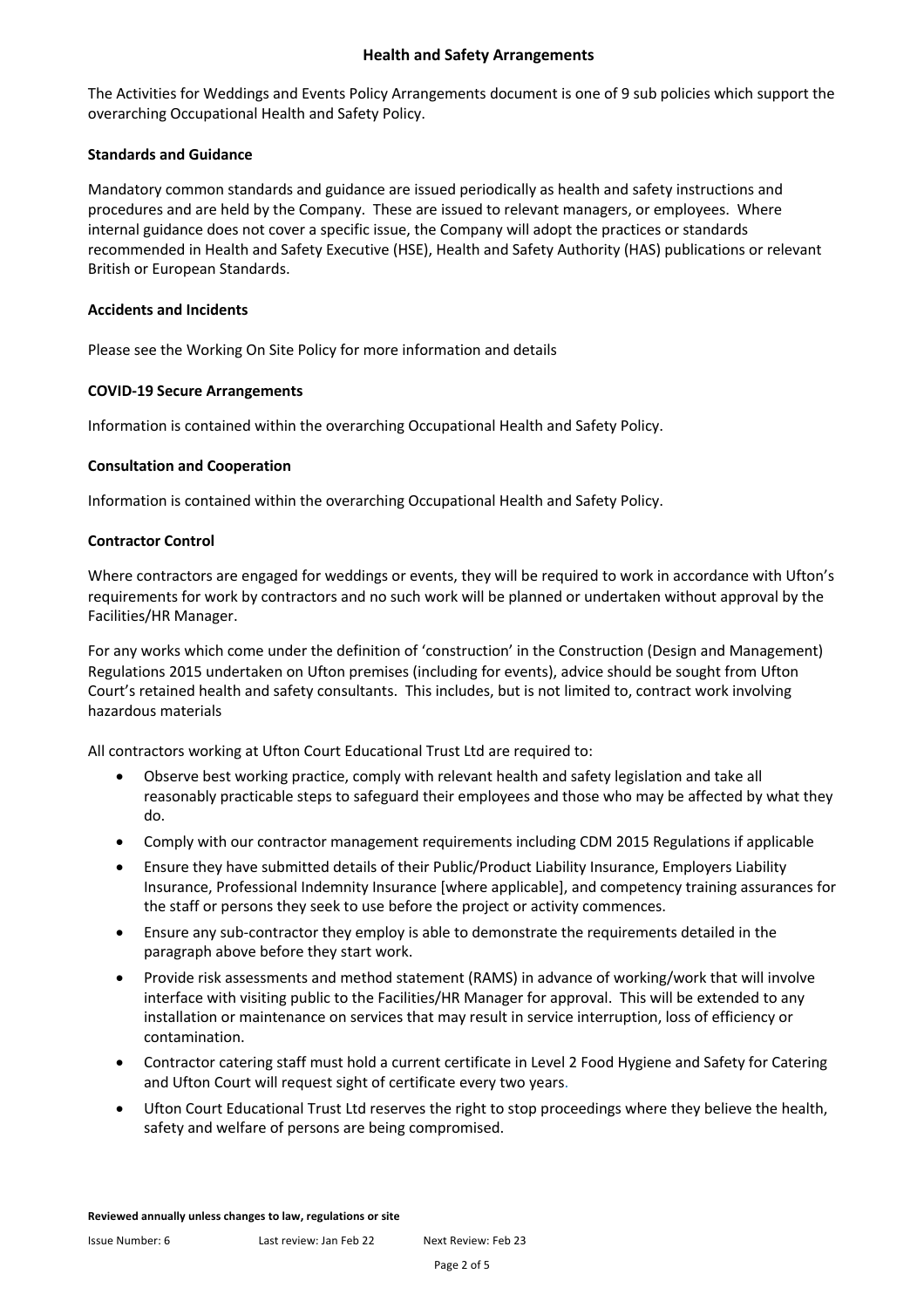## Health and Safety Arrangements

The Activities for Weddings and Events Policy Arrangements document is one of 9 sub policies which support the overarching Occupational Health and Safety Policy.

### Standards and Guidance

Mandatory common standards and guidance are issued periodically as health and safety instructions and procedures and are held by the Company. These are issued to relevant managers, or employees. Where internal guidance does not cover a specific issue, the Company will adopt the practices or standards recommended in Health and Safety Executive (HSE), Health and Safety Authority (HAS) publications or relevant British or European Standards.

### Accidents and Incidents

Please see the Working On Site Policy for more information and details

### COVID-19 Secure Arrangements

Information is contained within the overarching Occupational Health and Safety Policy.

### Consultation and Cooperation

Information is contained within the overarching Occupational Health and Safety Policy.

### Contractor Control

Where contractors are engaged for weddings or events, they will be required to work in accordance with Ufton's requirements for work by contractors and no such work will be planned or undertaken without approval by the Facilities/HR Manager.

For any works which come under the definition of 'construction' in the Construction (Design and Management) Regulations 2015 undertaken on Ufton premises (including for events), advice should be sought from Ufton Court's retained health and safety consultants. This includes, but is not limited to, contract work involving hazardous materials

All contractors working at Ufton Court Educational Trust Ltd are required to:

- Observe best working practice, comply with relevant health and safety legislation and take all reasonably practicable steps to safeguard their employees and those who may be affected by what they do.
- Comply with our contractor management requirements including CDM 2015 Regulations if applicable
- Ensure they have submitted details of their Public/Product Liability Insurance, Employers Liability Insurance, Professional Indemnity Insurance [where applicable], and competency training assurances for the staff or persons they seek to use before the project or activity commences.
- Ensure any sub-contractor they employ is able to demonstrate the requirements detailed in the paragraph above before they start work.
- Provide risk assessments and method statement (RAMS) in advance of working/work that will involve interface with visiting public to the Facilities/HR Manager for approval. This will be extended to any installation or maintenance on services that may result in service interruption, loss of efficiency or contamination.
- Contractor catering staff must hold a current certificate in Level 2 Food Hygiene and Safety for Catering and Ufton Court will request sight of certificate every two years.
- Ufton Court Educational Trust Ltd reserves the right to stop proceedings where they believe the health, safety and welfare of persons are being compromised.

**Reviewed annually unless changes to law, regulations or site**

Issue Number: 6 Last review: Jan Feb 22 Next Review: Feb 23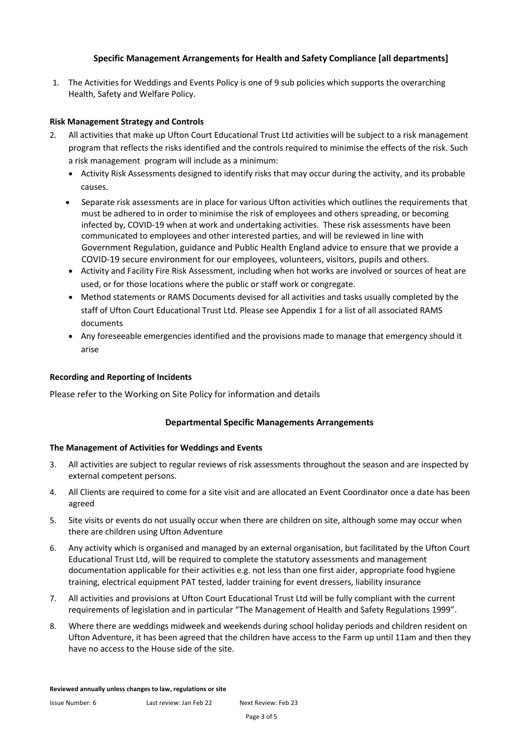## Specific Management Arrangements for Health and Safety Compliance [all departments]

1. The Activities for Weddings and Events Policy is one of 9 sub policies which supports the overarching Health, Safety and Welfare Policy.

### Risk Management Strategy and Controls

2. All activities that make up Ufton Court Educational Trust Ltd activities will be subject to a risk management program that reflects the risks identified and the controls required to minimise the effects of the risk. Such a risk management program will include as a minimum:
   - Activity Risk Assessments designed to identify risks that may occur during the activity, and its probable causes.
   - Separate risk assessments are in place for various Ufton activities which outlines the requirements that must be adhered to in order to minimise the risk of employees and others spreading, or becoming infected by, COVID-19 when at work and undertaking activities. These risk assessments have been communicated to employees and other interested parties, and will be reviewed in line with Government Regulation, guidance and Public Health England advice to ensure that we provide a COVID-19 secure environment for our employees, volunteers, visitors, pupils and others.
   - Activity and Facility Fire Risk Assessment, including when hot works are involved or sources of heat are used, or for those locations where the public or staff work or congregate.
   - Method statements or RAMS Documents devised for all activities and tasks usually completed by the staff of Ufton Court Educational Trust Ltd. Please see Appendix 1 for a list of all associated RAMS documents
   - Any foreseeable emergencies identified and the provisions made to manage that emergency should it arise

### Recording and Reporting of Incidents

Please refer to the Working on Site Policy for information and details

## Departmental Specific Managements Arrangements

### The Management of Activities for Weddings and Events

3. All activities are subject to regular reviews of risk assessments throughout the season and are inspected by external competent persons.
4. All Clients are required to come for a site visit and are allocated an Event Coordinator once a date has been agreed
5. Site visits or events do not usually occur when there are children on site, although some may occur when there are children using Ufton Adventure
6. Any activity which is organised and managed by an external organisation, but facilitated by the Ufton Court Educational Trust Ltd, will be required to complete the statutory assessments and management documentation applicable for their activities e.g. not less than one first aider, appropriate food hygiene training, electrical equipment PAT tested, ladder training for event dressers, liability insurance
7. All activities and provisions at Ufton Court Educational Trust Ltd will be fully compliant with the current requirements of legislation and in particular "The Management of Health and Safety Regulations 1999".
8. Where there are weddings midweek and weekends during school holiday periods and children resident on Ufton Adventure, it has been agreed that the children have access to the Farm up until 11am and then they have no access to the House side of the site.

**Reviewed annually unless changes to law, regulations or site**

Issue Number: 6 Last review: Jan Feb 22 Next Review: Feb 23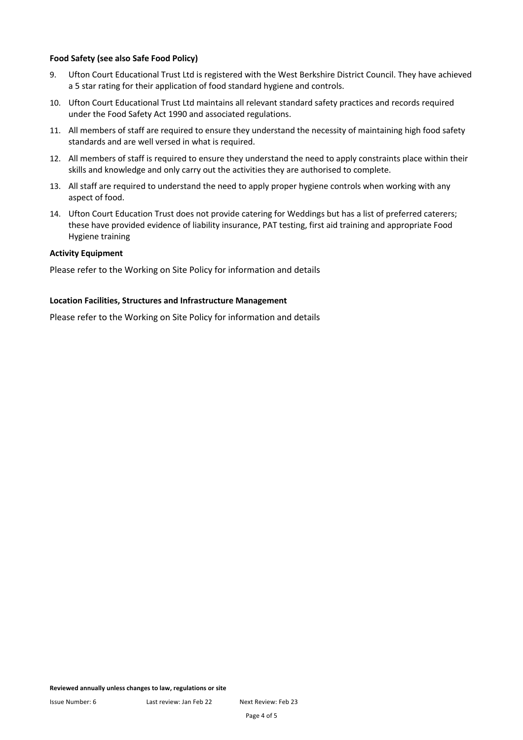**Food Safety (see also Safe Food Policy)**

9. Ufton Court Educational Trust Ltd is registered with the West Berkshire District Council. They have achieved a 5 star rating for their application of food standard hygiene and controls.
10. Ufton Court Educational Trust Ltd maintains all relevant standard safety practices and records required under the Food Safety Act 1990 and associated regulations.
11. All members of staff are required to ensure they understand the necessity of maintaining high food safety standards and are well versed in what is required.
12. All members of staff is required to ensure they understand the need to apply constraints place within their skills and knowledge and only carry out the activities they are authorised to complete.
13. All staff are required to understand the need to apply proper hygiene controls when working with any aspect of food.
14. Ufton Court Education Trust does not provide catering for Weddings but has a list of preferred caterers; these have provided evidence of liability insurance, PAT testing, first aid training and appropriate Food Hygiene training

**Activity Equipment**

Please refer to the Working on Site Policy for information and details

**Location Facilities, Structures and Infrastructure Management**

Please refer to the Working on Site Policy for information and details

**Reviewed annually unless changes to law, regulations or site**

Issue Number: 6 Last review: Jan Feb 22 Next Review: Feb 23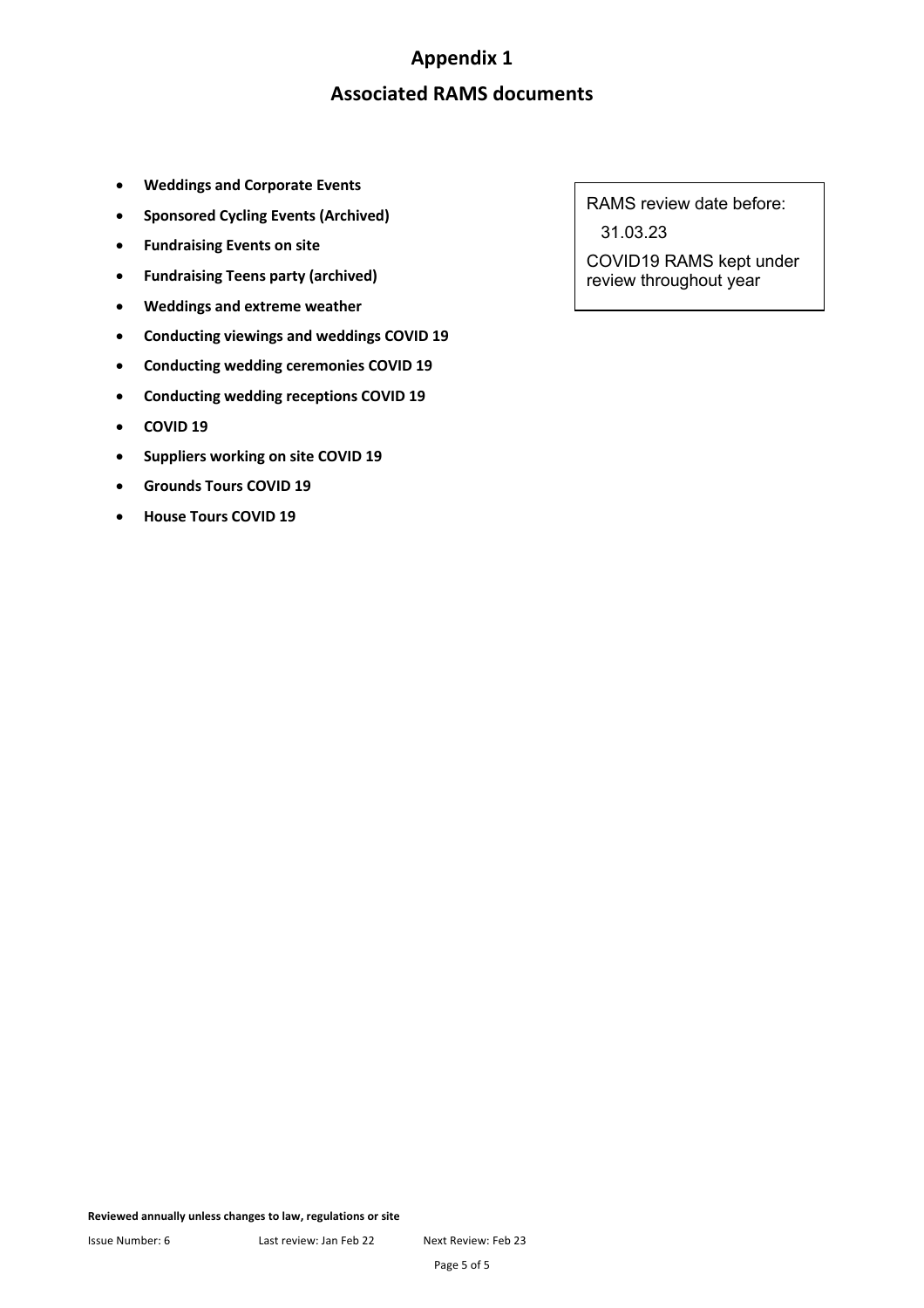# Appendix 1

## Associated RAMS documents

- **Weddings and Corporate Events**
- **Sponsored Cycling Events (Archived)**
- **Fundraising Events on site**
- **Fundraising Teens party (archived)**
- **Weddings and extreme weather**
- **Conducting viewings and weddings COVID 19**
- **Conducting wedding ceremonies COVID 19**
- **Conducting wedding receptions COVID 19**
- **COVID 19**
- **Suppliers working on site COVID 19**
- **Grounds Tours COVID 19**
- **House Tours COVID 19**

RAMS review date before:

31.03.23

COVID19 RAMS kept under review throughout year

**Reviewed annually unless changes to law, regulations or site**

Issue Number: 6 Last review: Jan Feb 22 Next Review: Feb 23